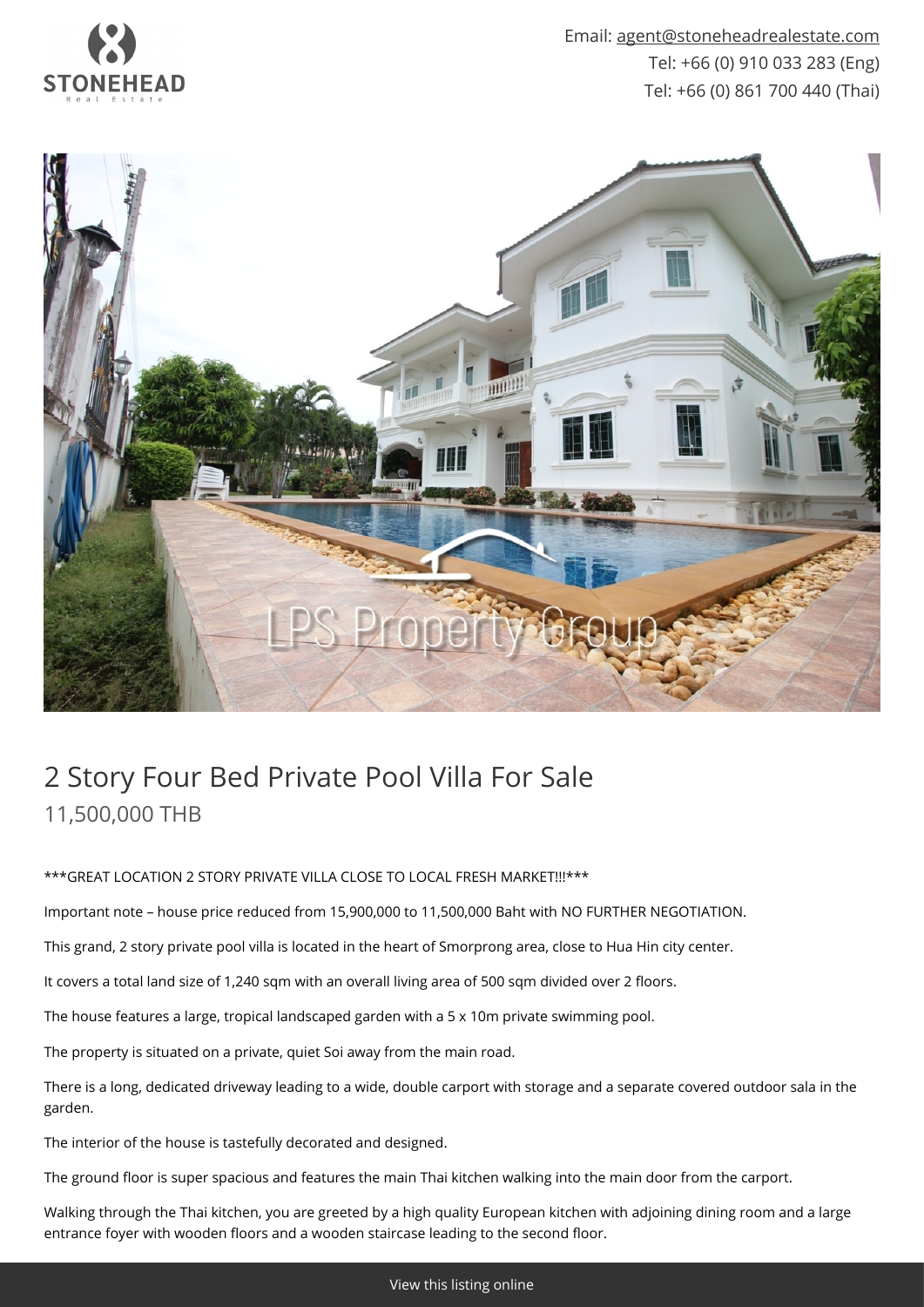Email: agent@stoneheadrealestate.com
Tel: +66 (0) 910 033 283 (Eng)
Tel: +66 (0) 861 700 440 (Thai)

# 2 Story Four Bed Private Pool Villa For Sale

## 11,500,000 THB

***GREAT LOCATION 2 STORY PRIVATE VILLA CLOSE TO LOCAL FRESH MARKET!!!***

Important note – house price reduced from 15,900,000 to 11,500,000 Baht with NO FURTHER NEGOTIATION.

This grand, 2 story private pool villa is located in the heart of Smorprong area, close to Hua Hin city center.

It covers a total land size of 1,240 sqm with an overall living area of 500 sqm divided over 2 floors.

The house features a large, tropical landscaped garden with a 5 x 10m private swimming pool.

The property is situated on a private, quiet Soi away from the main road.

There is a long, dedicated driveway leading to a wide, double carport with storage and a separate covered outdoor sala in the garden.

The interior of the house is tastefully decorated and designed.

The ground floor is super spacious and features the main Thai kitchen walking into the main door from the carport.

Walking through the Thai kitchen, you are greeted by a high quality European kitchen with adjoining dining room and a large entrance foyer with wooden floors and a wooden staircase leading to the second floor.

View this listing online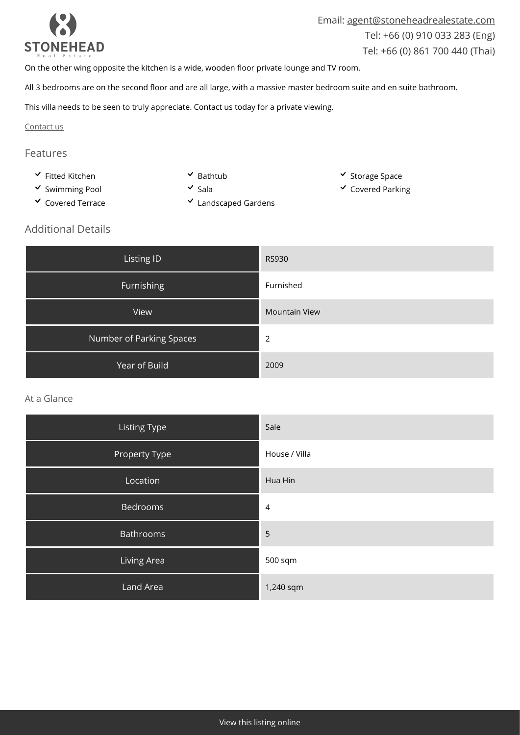On the other wing opposite the kitchen is a wide, wooden floor private lounge and TV room.

All 3 bedrooms are on the second floor and are all large, with a massive master bedroom suite and en suite bathroom.

This villa needs to be seen to truly appreciate. Contact us today for a private viewing.

Contact us

## Features

- Fitted Kitchen
- Swimming Pool
- Covered Terrace
- Bathtub
- Sala
- Landscaped Gardens
- Storage Space
- Covered Parking

## Additional Details

| | |
|---|---|
| Listing ID | RS930 |
| Furnishing | Furnished |
| View | Mountain View |
| Number of Parking Spaces | 2 |
| Year of Build | 2009 |

### At a Glance

| | |
|---|---|
| Listing Type | Sale |
| Property Type | House / Villa |
| Location | Hua Hin |
| Bedrooms | 4 |
| Bathrooms | 5 |
| Living Area | 500 sqm |
| Land Area | 1,240 sqm |

View this listing online